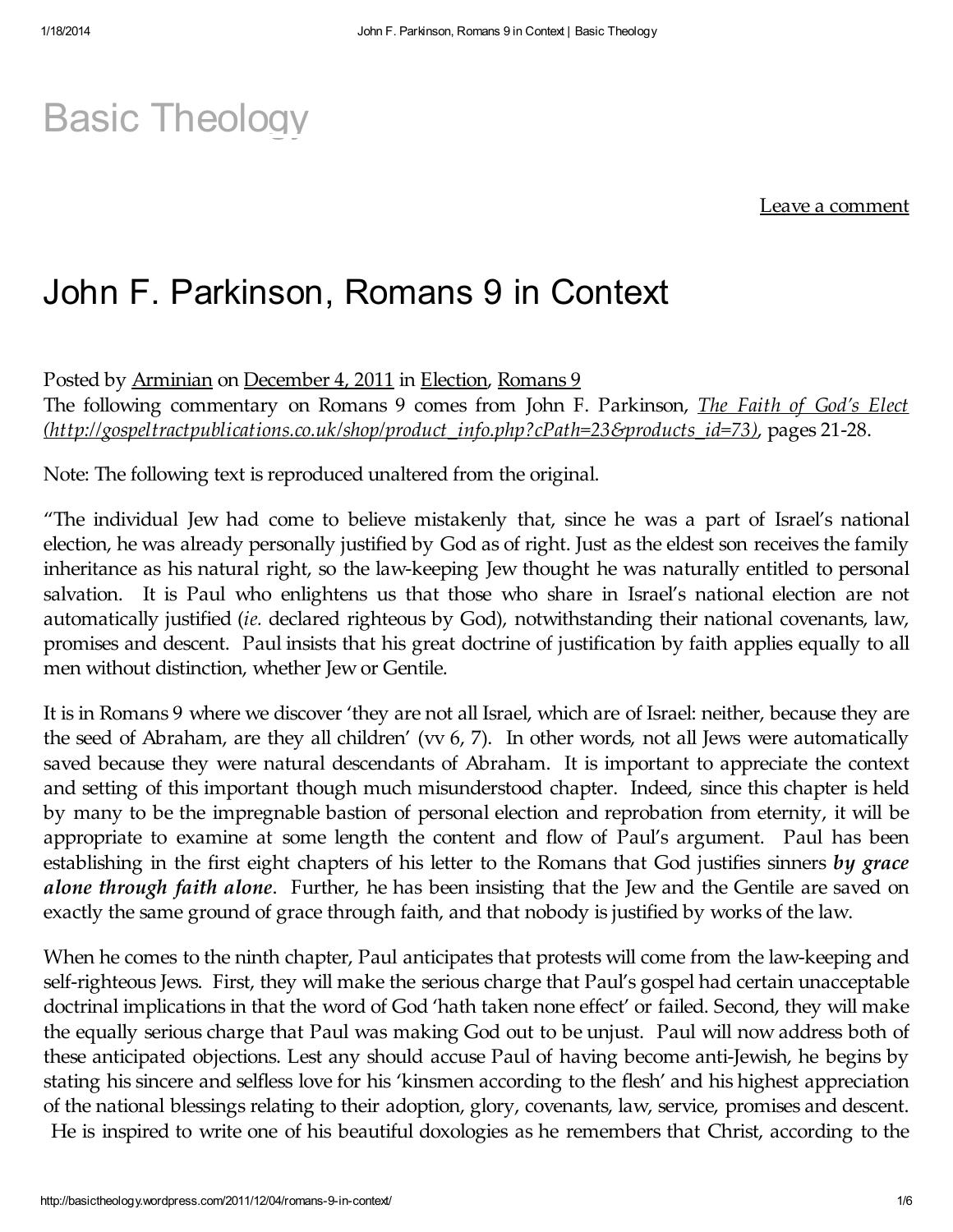Basic Theology

Leave a comment

# John F. Parkinson, Romans 9 in Context

Posted by Arminian on December 4, 2011 in Election, Romans 9

The following commentary on Romans 9 comes from John F. Parkinson, *The Faith of God's Elect (http://gospeltractpublications.co.uk/shop/product_info.php?cPath=23&products_id=73)*, pages 21-28.

Note: The following text is reproduced unaltered from the original.

"The individual Jew had come to believe mistakenly that, since he was a part of Israel's national election, he was already personally justified by God as of right. Just as the eldest son receives the family inheritance as his natural right, so the law-keeping Jew thought he was naturally entitled to personal salvation. It is Paul who enlightens us that those who share in Israel's national election are not automatically justified (*ie.* declared righteous by God), notwithstanding their national covenants, law, promises and descent. Paul insists that his great doctrine of justification by faith applies equally to all men without distinction, whether Jew or Gentile.

It is in Romans 9 where we discover 'they are not all Israel, which are of Israel: neither, because they are the seed of Abraham, are they all children' (vv 6, 7). In other words, not all Jews were automatically saved because they were natural descendants of Abraham. It is important to appreciate the context and setting of this important though much misunderstood chapter. Indeed, since this chapter is held by many to be the impregnable bastion of personal election and reprobation from eternity, it will be appropriate to examine at some length the content and flow of Paul's argument. Paul has been establishing in the first eight chapters of his letter to the Romans that God justifies sinners ***by grace alone through faith alone***. Further, he has been insisting that the Jew and the Gentile are saved on exactly the same ground of grace through faith, and that nobody is justified by works of the law.

When he comes to the ninth chapter, Paul anticipates that protests will come from the law-keeping and self-righteous Jews. First, they will make the serious charge that Paul's gospel had certain unacceptable doctrinal implications in that the word of God 'hath taken none effect' or failed. Second, they will make the equally serious charge that Paul was making God out to be unjust. Paul will now address both of these anticipated objections. Lest any should accuse Paul of having become anti-Jewish, he begins by stating his sincere and selfless love for his 'kinsmen according to the flesh' and his highest appreciation of the national blessings relating to their adoption, glory, covenants, law, service, promises and descent. He is inspired to write one of his beautiful doxologies as he remembers that Christ, according to the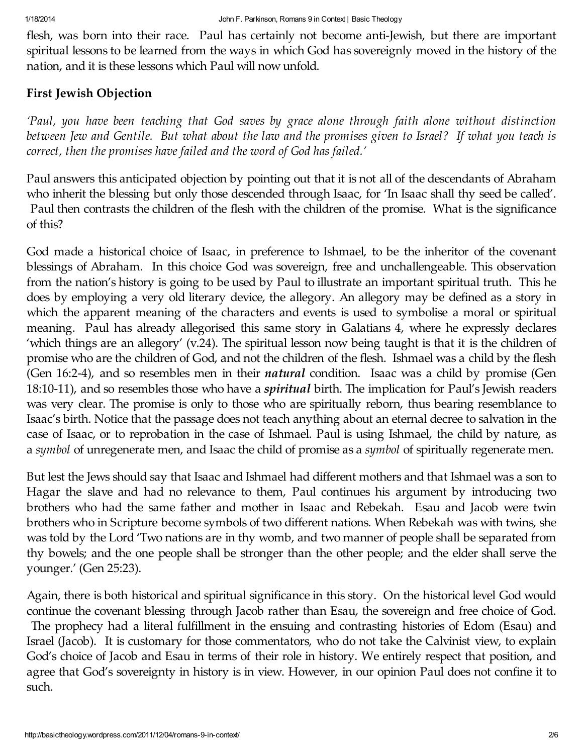flesh, was born into their race. Paul has certainly not become anti-Jewish, but there are important spiritual lessons to be learned from the ways in which God has sovereignly moved in the history of the nation, and it is these lessons which Paul will now unfold.

### First Jewish Objection

*'Paul, you have been teaching that God saves by grace alone through faith alone without distinction between Jew and Gentile. But what about the law and the promises given to Israel? If what you teach is correct, then the promises have failed and the word of God has failed.'*

Paul answers this anticipated objection by pointing out that it is not all of the descendants of Abraham who inherit the blessing but only those descended through Isaac, for 'In Isaac shall thy seed be called'. Paul then contrasts the children of the flesh with the children of the promise. What is the significance of this?

God made a historical choice of Isaac, in preference to Ishmael, to be the inheritor of the covenant blessings of Abraham. In this choice God was sovereign, free and unchallengeable. This observation from the nation's history is going to be used by Paul to illustrate an important spiritual truth. This he does by employing a very old literary device, the allegory. An allegory may be defined as a story in which the apparent meaning of the characters and events is used to symbolise a moral or spiritual meaning. Paul has already allegorised this same story in Galatians 4, where he expressly declares 'which things are an allegory' (v.24). The spiritual lesson now being taught is that it is the children of promise who are the children of God, and not the children of the flesh. Ishmael was a child by the flesh (Gen 16:2-4), and so resembles men in their ***natural*** condition. Isaac was a child by promise (Gen 18:10-11), and so resembles those who have a ***spiritual*** birth. The implication for Paul's Jewish readers was very clear. The promise is only to those who are spiritually reborn, thus bearing resemblance to Isaac's birth. Notice that the passage does not teach anything about an eternal decree to salvation in the case of Isaac, or to reprobation in the case of Ishmael. Paul is using Ishmael, the child by nature, as a *symbol* of unregenerate men, and Isaac the child of promise as a *symbol* of spiritually regenerate men.

But lest the Jews should say that Isaac and Ishmael had different mothers and that Ishmael was a son to Hagar the slave and had no relevance to them, Paul continues his argument by introducing two brothers who had the same father and mother in Isaac and Rebekah. Esau and Jacob were twin brothers who in Scripture become symbols of two different nations. When Rebekah was with twins, she was told by the Lord 'Two nations are in thy womb, and two manner of people shall be separated from thy bowels; and the one people shall be stronger than the other people; and the elder shall serve the younger.' (Gen 25:23).

Again, there is both historical and spiritual significance in this story. On the historical level God would continue the covenant blessing through Jacob rather than Esau, the sovereign and free choice of God. The prophecy had a literal fulfillment in the ensuing and contrasting histories of Edom (Esau) and Israel (Jacob). It is customary for those commentators, who do not take the Calvinist view, to explain God's choice of Jacob and Esau in terms of their role in history. We entirely respect that position, and agree that God's sovereignty in history is in view. However, in our opinion Paul does not confine it to such.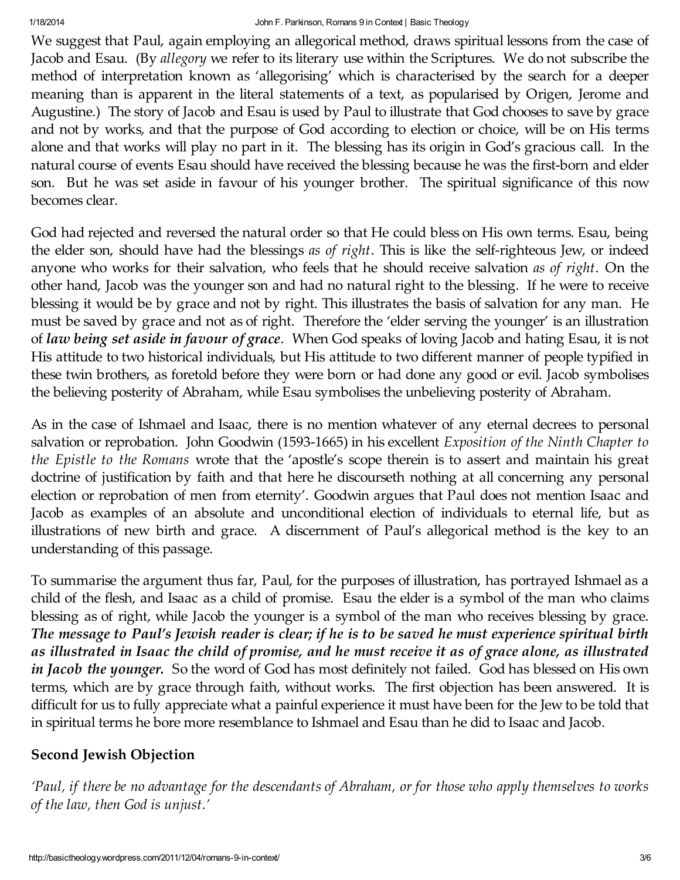We suggest that Paul, again employing an allegorical method, draws spiritual lessons from the case of Jacob and Esau. (By *allegory* we refer to its literary use within the Scriptures. We do not subscribe the method of interpretation known as 'allegorising' which is characterised by the search for a deeper meaning than is apparent in the literal statements of a text, as popularised by Origen, Jerome and Augustine.) The story of Jacob and Esau is used by Paul to illustrate that God chooses to save by grace and not by works, and that the purpose of God according to election or choice, will be on His terms alone and that works will play no part in it. The blessing has its origin in God's gracious call. In the natural course of events Esau should have received the blessing because he was the first-born and elder son. But he was set aside in favour of his younger brother. The spiritual significance of this now becomes clear.

God had rejected and reversed the natural order so that He could bless on His own terms. Esau, being the elder son, should have had the blessings *as of right*. This is like the self-righteous Jew, or indeed anyone who works for their salvation, who feels that he should receive salvation *as of right*. On the other hand, Jacob was the younger son and had no natural right to the blessing. If he were to receive blessing it would be by grace and not by right. This illustrates the basis of salvation for any man. He must be saved by grace and not as of right. Therefore the 'elder serving the younger' is an illustration of ***law being set aside in favour of grace***. When God speaks of loving Jacob and hating Esau, it is not His attitude to two historical individuals, but His attitude to two different manner of people typified in these twin brothers, as foretold before they were born or had done any good or evil. Jacob symbolises the believing posterity of Abraham, while Esau symbolises the unbelieving posterity of Abraham.

As in the case of Ishmael and Isaac, there is no mention whatever of any eternal decrees to personal salvation or reprobation. John Goodwin (1593-1665) in his excellent *Exposition of the Ninth Chapter to the Epistle to the Romans* wrote that the 'apostle's scope therein is to assert and maintain his great doctrine of justification by faith and that here he discourseth nothing at all concerning any personal election or reprobation of men from eternity'. Goodwin argues that Paul does not mention Isaac and Jacob as examples of an absolute and unconditional election of individuals to eternal life, but as illustrations of new birth and grace. A discernment of Paul's allegorical method is the key to an understanding of this passage.

To summarise the argument thus far, Paul, for the purposes of illustration, has portrayed Ishmael as a child of the flesh, and Isaac as a child of promise. Esau the elder is a symbol of the man who claims blessing as of right, while Jacob the younger is a symbol of the man who receives blessing by grace. ***The message to Paul's Jewish reader is clear; if he is to be saved he must experience spiritual birth as illustrated in Isaac the child of promise, and he must receive it as of grace alone, as illustrated in Jacob the younger.*** So the word of God has most definitely not failed. God has blessed on His own terms, which are by grace through faith, without works. The first objection has been answered. It is difficult for us to fully appreciate what a painful experience it must have been for the Jew to be told that in spiritual terms he bore more resemblance to Ishmael and Esau than he did to Isaac and Jacob.

### Second Jewish Objection

*'Paul, if there be no advantage for the descendants of Abraham, or for those who apply themselves to works of the law, then God is unjust.'*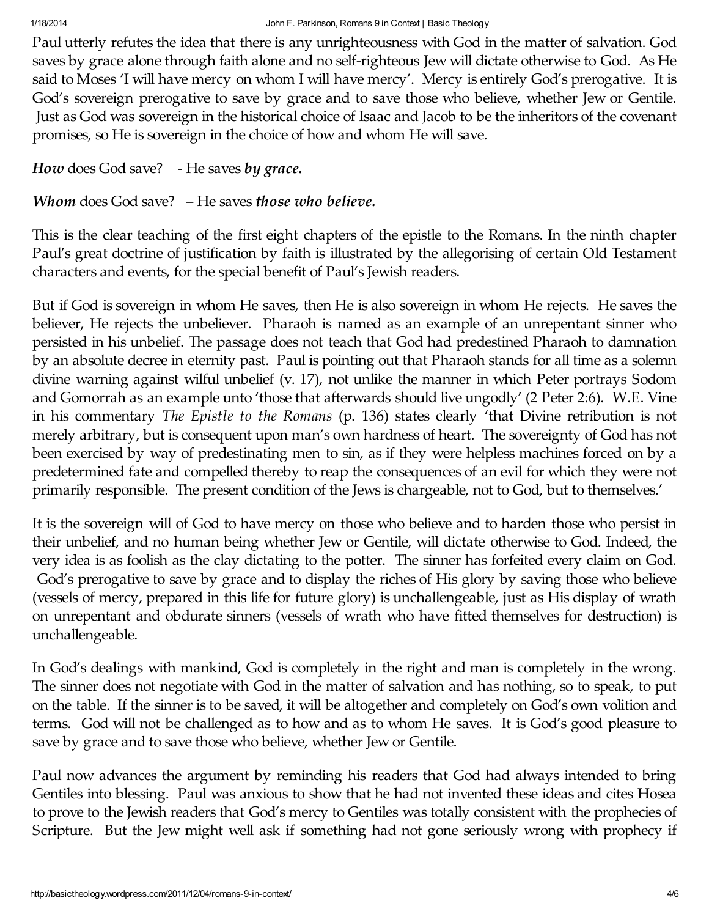Paul utterly refutes the idea that there is any unrighteousness with God in the matter of salvation. God saves by grace alone through faith alone and no self-righteous Jew will dictate otherwise to God. As He said to Moses 'I will have mercy on whom I will have mercy'. Mercy is entirely God's prerogative. It is God's sovereign prerogative to save by grace and to save those who believe, whether Jew or Gentile. Just as God was sovereign in the historical choice of Isaac and Jacob to be the inheritors of the covenant promises, so He is sovereign in the choice of how and whom He will save.

***How*** does God save? - He saves ***by grace.***

***Whom*** does God save? – He saves ***those who believe.***

This is the clear teaching of the first eight chapters of the epistle to the Romans. In the ninth chapter Paul's great doctrine of justification by faith is illustrated by the allegorising of certain Old Testament characters and events, for the special benefit of Paul's Jewish readers.

But if God is sovereign in whom He saves, then He is also sovereign in whom He rejects. He saves the believer, He rejects the unbeliever. Pharaoh is named as an example of an unrepentant sinner who persisted in his unbelief. The passage does not teach that God had predestined Pharaoh to damnation by an absolute decree in eternity past. Paul is pointing out that Pharaoh stands for all time as a solemn divine warning against wilful unbelief (v. 17), not unlike the manner in which Peter portrays Sodom and Gomorrah as an example unto 'those that afterwards should live ungodly' (2 Peter 2:6). W.E. Vine in his commentary *The Epistle to the Romans* (p. 136) states clearly 'that Divine retribution is not merely arbitrary, but is consequent upon man's own hardness of heart. The sovereignty of God has not been exercised by way of predestinating men to sin, as if they were helpless machines forced on by a predetermined fate and compelled thereby to reap the consequences of an evil for which they were not primarily responsible. The present condition of the Jews is chargeable, not to God, but to themselves.'

It is the sovereign will of God to have mercy on those who believe and to harden those who persist in their unbelief, and no human being whether Jew or Gentile, will dictate otherwise to God. Indeed, the very idea is as foolish as the clay dictating to the potter. The sinner has forfeited every claim on God. God's prerogative to save by grace and to display the riches of His glory by saving those who believe (vessels of mercy, prepared in this life for future glory) is unchallengeable, just as His display of wrath on unrepentant and obdurate sinners (vessels of wrath who have fitted themselves for destruction) is unchallengeable.

In God's dealings with mankind, God is completely in the right and man is completely in the wrong. The sinner does not negotiate with God in the matter of salvation and has nothing, so to speak, to put on the table. If the sinner is to be saved, it will be altogether and completely on God's own volition and terms. God will not be challenged as to how and as to whom He saves. It is God's good pleasure to save by grace and to save those who believe, whether Jew or Gentile.

Paul now advances the argument by reminding his readers that God had always intended to bring Gentiles into blessing. Paul was anxious to show that he had not invented these ideas and cites Hosea to prove to the Jewish readers that God's mercy to Gentiles was totally consistent with the prophecies of Scripture. But the Jew might well ask if something had not gone seriously wrong with prophecy if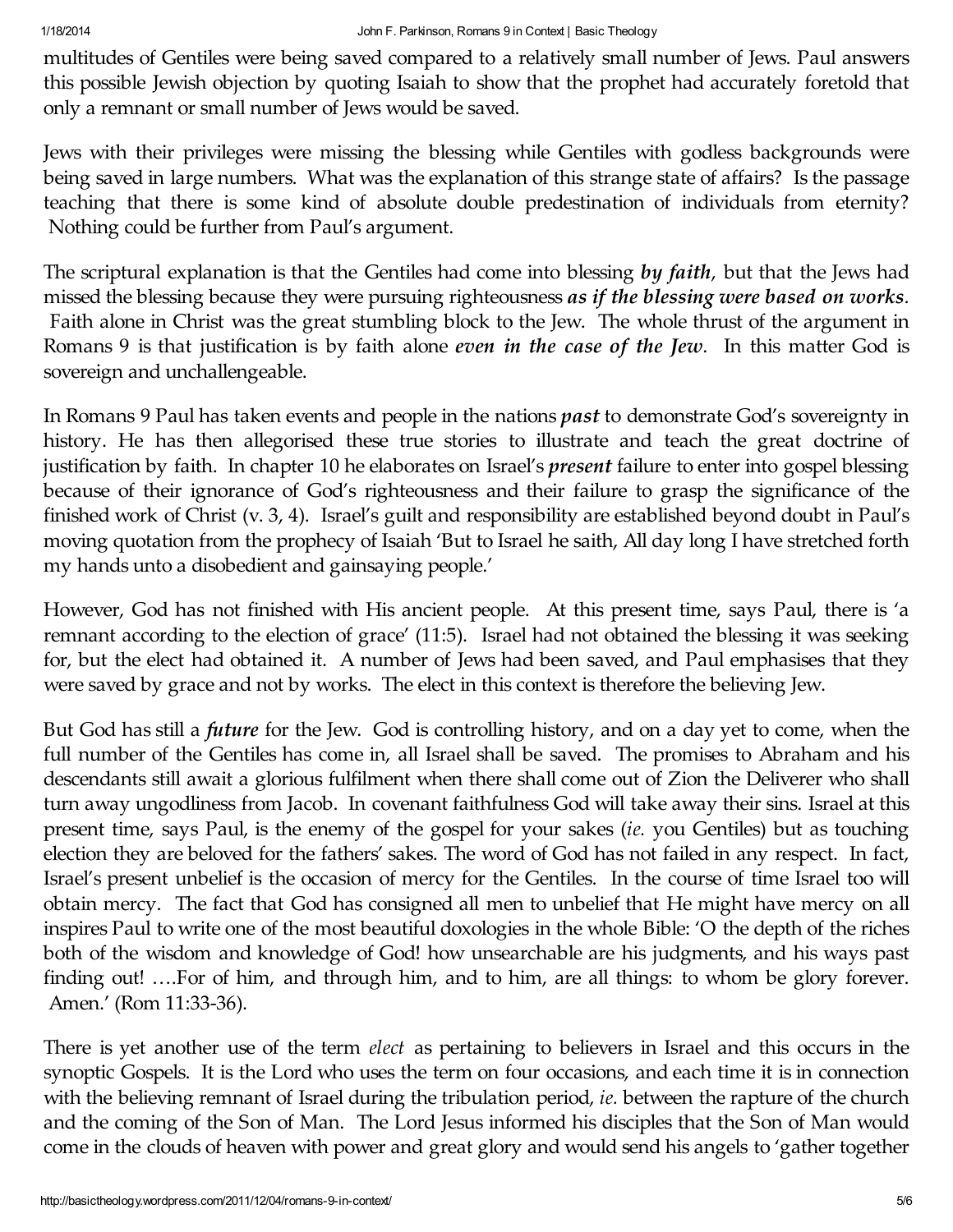multitudes of Gentiles were being saved compared to a relatively small number of Jews. Paul answers this possible Jewish objection by quoting Isaiah to show that the prophet had accurately foretold that only a remnant or small number of Jews would be saved.

Jews with their privileges were missing the blessing while Gentiles with godless backgrounds were being saved in large numbers. What was the explanation of this strange state of affairs? Is the passage teaching that there is some kind of absolute double predestination of individuals from eternity? Nothing could be further from Paul's argument.

The scriptural explanation is that the Gentiles had come into blessing ***by faith***, but that the Jews had missed the blessing because they were pursuing righteousness ***as if the blessing were based on works***. Faith alone in Christ was the great stumbling block to the Jew. The whole thrust of the argument in Romans 9 is that justification is by faith alone ***even in the case of the Jew***. In this matter God is sovereign and unchallengeable.

In Romans 9 Paul has taken events and people in the nations ***past*** to demonstrate God's sovereignty in history. He has then allegorised these true stories to illustrate and teach the great doctrine of justification by faith. In chapter 10 he elaborates on Israel's ***present*** failure to enter into gospel blessing because of their ignorance of God's righteousness and their failure to grasp the significance of the finished work of Christ (v. 3, 4). Israel's guilt and responsibility are established beyond doubt in Paul's moving quotation from the prophecy of Isaiah 'But to Israel he saith, All day long I have stretched forth my hands unto a disobedient and gainsaying people.'

However, God has not finished with His ancient people. At this present time, says Paul, there is 'a remnant according to the election of grace' (11:5). Israel had not obtained the blessing it was seeking for, but the elect had obtained it. A number of Jews had been saved, and Paul emphasises that they were saved by grace and not by works. The elect in this context is therefore the believing Jew.

But God has still a ***future*** for the Jew. God is controlling history, and on a day yet to come, when the full number of the Gentiles has come in, all Israel shall be saved. The promises to Abraham and his descendants still await a glorious fulfilment when there shall come out of Zion the Deliverer who shall turn away ungodliness from Jacob. In covenant faithfulness God will take away their sins. Israel at this present time, says Paul, is the enemy of the gospel for your sakes (*ie.* you Gentiles) but as touching election they are beloved for the fathers' sakes. The word of God has not failed in any respect. In fact, Israel's present unbelief is the occasion of mercy for the Gentiles. In the course of time Israel too will obtain mercy. The fact that God has consigned all men to unbelief that He might have mercy on all inspires Paul to write one of the most beautiful doxologies in the whole Bible: 'O the depth of the riches both of the wisdom and knowledge of God! how unsearchable are his judgments, and his ways past finding out! ….For of him, and through him, and to him, are all things: to whom be glory forever. Amen.' (Rom 11:33-36).

There is yet another use of the term *elect* as pertaining to believers in Israel and this occurs in the synoptic Gospels. It is the Lord who uses the term on four occasions, and each time it is in connection with the believing remnant of Israel during the tribulation period, *ie.* between the rapture of the church and the coming of the Son of Man. The Lord Jesus informed his disciples that the Son of Man would come in the clouds of heaven with power and great glory and would send his angels to 'gather together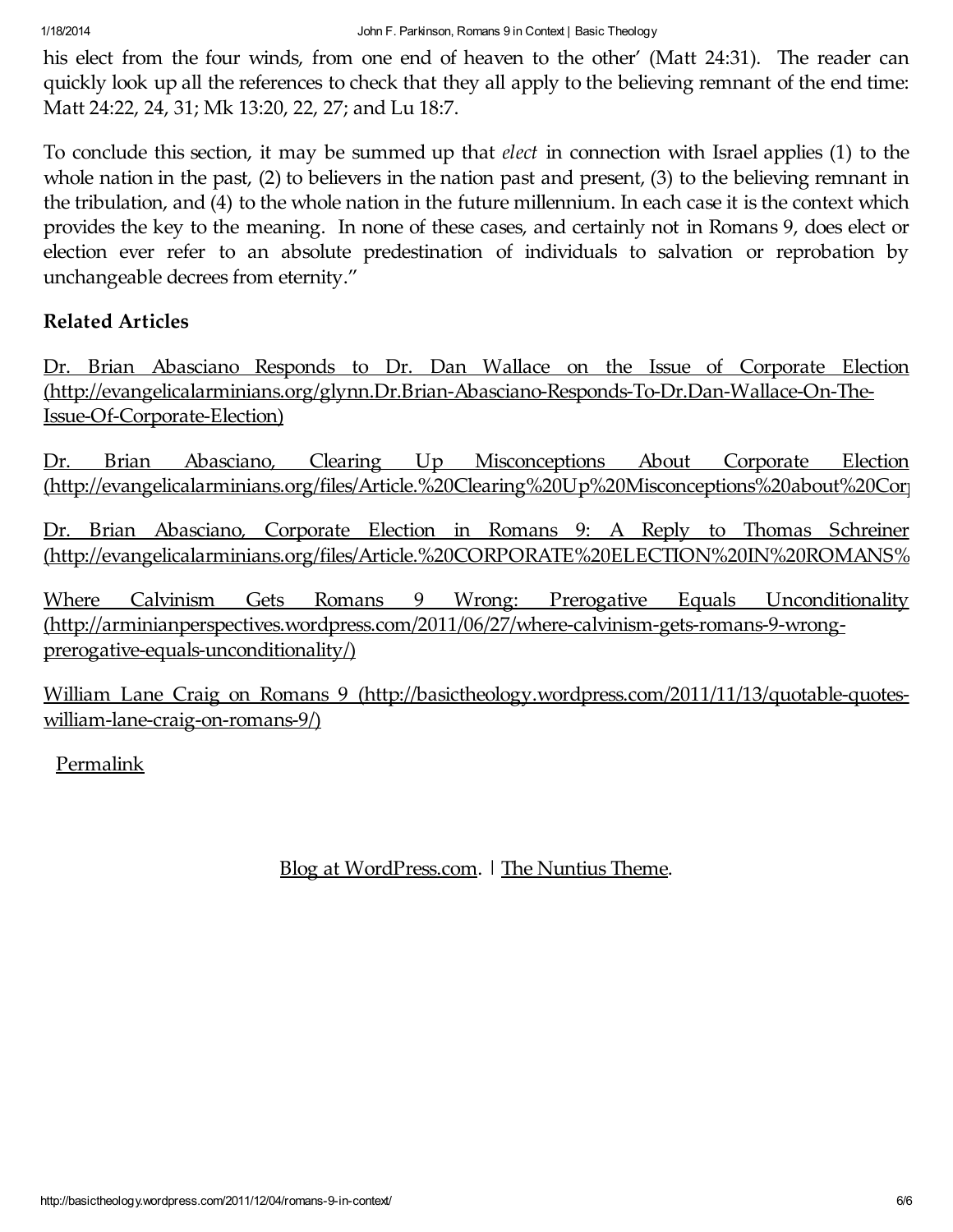his elect from the four winds, from one end of heaven to the other' (Matt 24:31). The reader can quickly look up all the references to check that they all apply to the believing remnant of the end time: Matt 24:22, 24, 31; Mk 13:20, 22, 27; and Lu 18:7.

To conclude this section, it may be summed up that *elect* in connection with Israel applies (1) to the whole nation in the past, (2) to believers in the nation past and present, (3) to the believing remnant in the tribulation, and (4) to the whole nation in the future millennium. In each case it is the context which provides the key to the meaning. In none of these cases, and certainly not in Romans 9, does elect or election ever refer to an absolute predestination of individuals to salvation or reprobation by unchangeable decrees from eternity."

**Related Articles**

[Dr. Brian Abasciano Responds to Dr. Dan Wallace on the Issue of Corporate Election (http://evangelicalarminians.org/glynn.Dr.Brian-Abasciano-Responds-To-Dr.Dan-Wallace-On-The-Issue-Of-Corporate-Election)](http://evangelicalarminians.org/glynn.Dr.Brian-Abasciano-Responds-To-Dr.Dan-Wallace-On-The-Issue-Of-Corporate-Election)

Dr. Brian Abasciano, Clearing Up Misconceptions About Corporate Election (http://evangelicalarminians.org/files/Article.%20Clearing%20Up%20Misconceptions%20about%20Cor

Dr. Brian Abasciano, Corporate Election in Romans 9: A Reply to Thomas Schreiner (http://evangelicalarminians.org/files/Article.%20CORPORATE%20ELECTION%20IN%20ROMANS%

[Where Calvinism Gets Romans 9 Wrong: Prerogative Equals Unconditionality (http://arminianperspectives.wordpress.com/2011/06/27/where-calvinism-gets-romans-9-wrong-prerogative-equals-unconditionality/)](http://arminianperspectives.wordpress.com/2011/06/27/where-calvinism-gets-romans-9-wrong-prerogative-equals-unconditionality/)

[William Lane Craig on Romans 9 (http://basictheology.wordpress.com/2011/11/13/quotable-quotes-william-lane-craig-on-romans-9/)](http://basictheology.wordpress.com/2011/11/13/quotable-quotes-william-lane-craig-on-romans-9/)

Permalink

Blog at WordPress.com. | The Nuntius Theme.